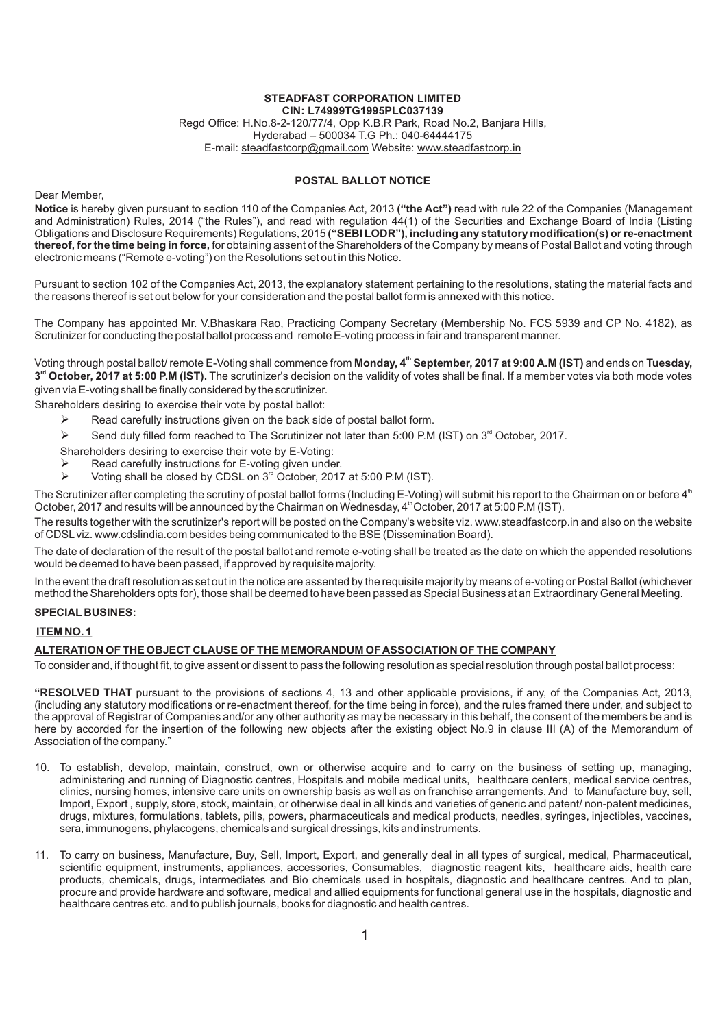**STEADFAST CORPORATION LIMITED**
**CIN: L74999TG1995PLC037139**
Regd Office: H.No.8-2-120/77/4, Opp K.B.R Park, Road No.2, Banjara Hills,
Hyderabad – 500034 T.G Ph.: 040-64444175
E-mail: steadfastcorp@gmail.com Website: www.steadfastcorp.in

## POSTAL BALLOT NOTICE

Dear Member,

**Notice** is hereby given pursuant to section 110 of the Companies Act, 2013 **("the Act")** read with rule 22 of the Companies (Management and Administration) Rules, 2014 ("the Rules"), and read with regulation 44(1) of the Securities and Exchange Board of India (Listing Obligations and Disclosure Requirements) Regulations, 2015 **("SEBI LODR"), including any statutory modification(s) or re-enactment thereof, for the time being in force,** for obtaining assent of the Shareholders of the Company by means of Postal Ballot and voting through electronic means ("Remote e-voting") on the Resolutions set out in this Notice.

Pursuant to section 102 of the Companies Act, 2013, the explanatory statement pertaining to the resolutions, stating the material facts and the reasons thereof is set out below for your consideration and the postal ballot form is annexed with this notice.

The Company has appointed Mr. V.Bhaskara Rao, Practicing Company Secretary (Membership No. FCS 5939 and CP No. 4182), as Scrutinizer for conducting the postal ballot process and remote E-voting process in fair and transparent manner.

Voting through postal ballot/ remote E-Voting shall commence from **Monday, 4th September, 2017 at 9:00 A.M (IST)** and ends on **Tuesday, 3rd October, 2017 at 5:00 P.M (IST).** The scrutinizer's decision on the validity of votes shall be final. If a member votes via both mode votes given via E-voting shall be finally considered by the scrutinizer.

Shareholders desiring to exercise their vote by postal ballot:

- Read carefully instructions given on the back side of postal ballot form.
- Send duly filled form reached to The Scrutinizer not later than 5:00 P.M (IST) on 3rd October, 2017.

Shareholders desiring to exercise their vote by E-Voting:

- Read carefully instructions for E-voting given under.
- Voting shall be closed by CDSL on 3rd October, 2017 at 5:00 P.M (IST).

The Scrutinizer after completing the scrutiny of postal ballot forms (Including E-Voting) will submit his report to the Chairman on or before 4th October, 2017 and results will be announced by the Chairman on Wednesday, 4th October, 2017 at 5:00 P.M (IST).

The results together with the scrutinizer's report will be posted on the Company's website viz. www.steadfastcorp.in and also on the website of CDSL viz. www.cdslindia.com besides being communicated to the BSE (Dissemination Board).

The date of declaration of the result of the postal ballot and remote e-voting shall be treated as the date on which the appended resolutions would be deemed to have been passed, if approved by requisite majority.

In the event the draft resolution as set out in the notice are assented by the requisite majority by means of e-voting or Postal Ballot (whichever method the Shareholders opts for), those shall be deemed to have been passed as Special Business at an Extraordinary General Meeting.

**SPECIAL BUSINES:**

**ITEM NO. 1**

**ALTERATION OF THE OBJECT CLAUSE OF THE MEMORANDUM OF ASSOCIATION OF THE COMPANY**

To consider and, if thought fit, to give assent or dissent to pass the following resolution as special resolution through postal ballot process:

**"RESOLVED THAT** pursuant to the provisions of sections 4, 13 and other applicable provisions, if any, of the Companies Act, 2013, (including any statutory modifications or re-enactment thereof, for the time being in force), and the rules framed there under, and subject to the approval of Registrar of Companies and/or any other authority as may be necessary in this behalf, the consent of the members be and is here by accorded for the insertion of the following new objects after the existing object No.9 in clause III (A) of the Memorandum of Association of the company."

10. To establish, develop, maintain, construct, own or otherwise acquire and to carry on the business of setting up, managing, administering and running of Diagnostic centres, Hospitals and mobile medical units, healthcare centers, medical service centres, clinics, nursing homes, intensive care units on ownership basis as well as on franchise arrangements. And to Manufacture buy, sell, Import, Export , supply, store, stock, maintain, or otherwise deal in all kinds and varieties of generic and patent/ non-patent medicines, drugs, mixtures, formulations, tablets, pills, powers, pharmaceuticals and medical products, needles, syringes, injectibles, vaccines, sera, immunogens, phylacogens, chemicals and surgical dressings, kits and instruments.

11. To carry on business, Manufacture, Buy, Sell, Import, Export, and generally deal in all types of surgical, medical, Pharmaceutical, scientific equipment, instruments, appliances, accessories, Consumables, diagnostic reagent kits, healthcare aids, health care products, chemicals, drugs, intermediates and Bio chemicals used in hospitals, diagnostic and healthcare centres. And to plan, procure and provide hardware and software, medical and allied equipments for functional general use in the hospitals, diagnostic and healthcare centres etc. and to publish journals, books for diagnostic and health centres.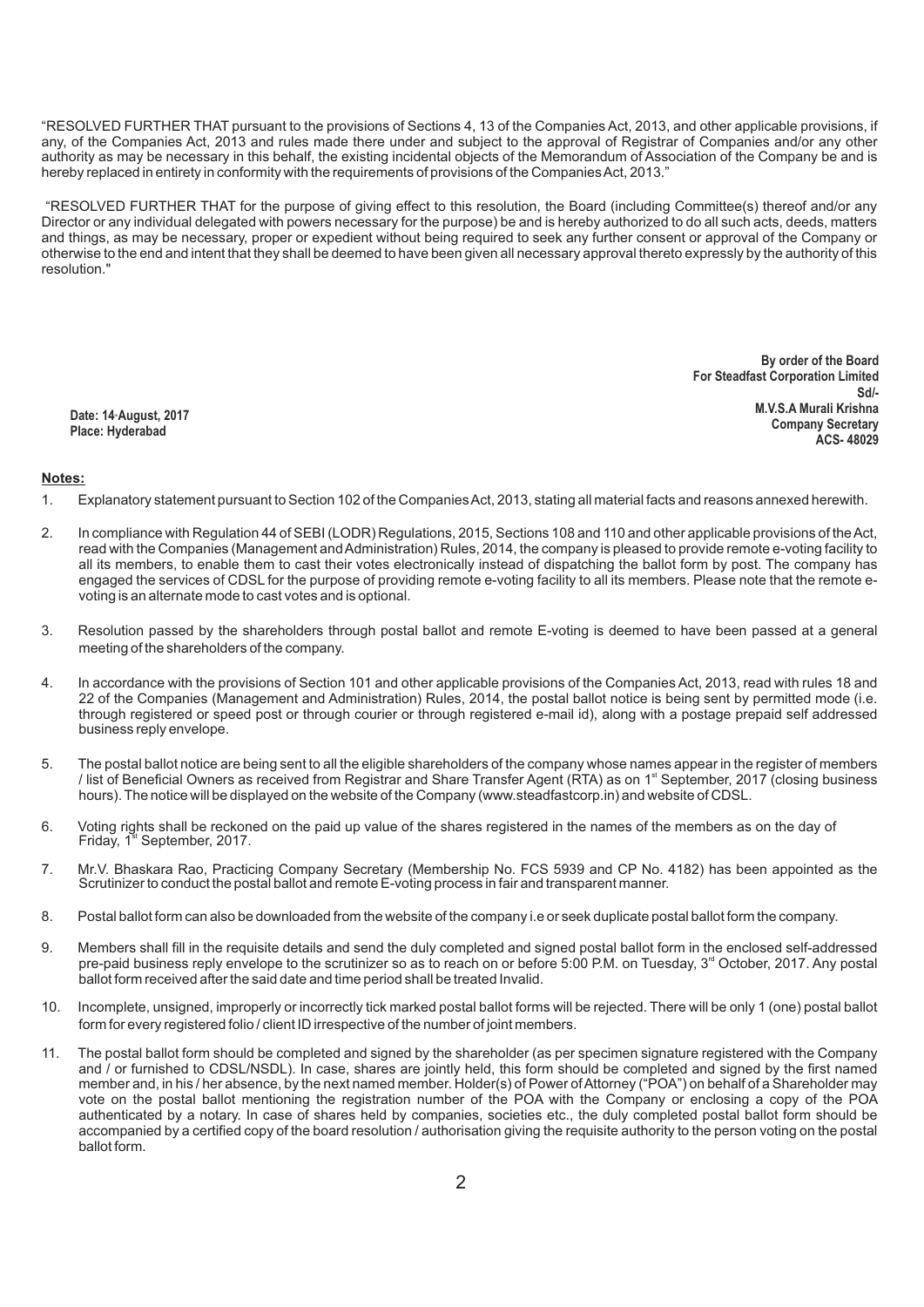"RESOLVED FURTHER THAT pursuant to the provisions of Sections 4, 13 of the Companies Act, 2013, and other applicable provisions, if any, of the Companies Act, 2013 and rules made there under and subject to the approval of Registrar of Companies and/or any other authority as may be necessary in this behalf, the existing incidental objects of the Memorandum of Association of the Company be and is hereby replaced in entirety in conformity with the requirements of provisions of the Companies Act, 2013."

"RESOLVED FURTHER THAT for the purpose of giving effect to this resolution, the Board (including Committee(s) thereof and/or any Director or any individual delegated with powers necessary for the purpose) be and is hereby authorized to do all such acts, deeds, matters and things, as may be necessary, proper or expedient without being required to seek any further consent or approval of the Company or otherwise to the end and intent that they shall be deemed to have been given all necessary approval thereto expressly by the authority of this resolution."

**By order of the Board**
**For Steadfast Corporation Limited**
**Sd/-**
**M.V.S.A Murali Krishna**
**Company Secretary**
**ACS- 48029**

**Date: 14th August, 2017**
**Place: Hyderabad**

**Notes:**

1. Explanatory statement pursuant to Section 102 of the Companies Act, 2013, stating all material facts and reasons annexed herewith.

2. In compliance with Regulation 44 of SEBI (LODR) Regulations, 2015, Sections 108 and 110 and other applicable provisions of the Act, read with the Companies (Management and Administration) Rules, 2014, the company is pleased to provide remote e-voting facility to all its members, to enable them to cast their votes electronically instead of dispatching the ballot form by post. The company has engaged the services of CDSL for the purpose of providing remote e-voting facility to all its members. Please note that the remote e-voting is an alternate mode to cast votes and is optional.

3. Resolution passed by the shareholders through postal ballot and remote E-voting is deemed to have been passed at a general meeting of the shareholders of the company.

4. In accordance with the provisions of Section 101 and other applicable provisions of the Companies Act, 2013, read with rules 18 and 22 of the Companies (Management and Administration) Rules, 2014, the postal ballot notice is being sent by permitted mode (i.e. through registered or speed post or through courier or through registered e-mail id), along with a postage prepaid self addressed business reply envelope.

5. The postal ballot notice are being sent to all the eligible shareholders of the company whose names appear in the register of members / list of Beneficial Owners as received from Registrar and Share Transfer Agent (RTA) as on 1st September, 2017 (closing business hours). The notice will be displayed on the website of the Company (www.steadfastcorp.in) and website of CDSL.

6. Voting rights shall be reckoned on the paid up value of the shares registered in the names of the members as on the day of Friday, 1st September, 2017.

7. Mr.V. Bhaskara Rao, Practicing Company Secretary (Membership No. FCS 5939 and CP No. 4182) has been appointed as the Scrutinizer to conduct the postal ballot and remote E-voting process in fair and transparent manner.

8. Postal ballot form can also be downloaded from the website of the company i.e or seek duplicate postal ballot form the company.

9. Members shall fill in the requisite details and send the duly completed and signed postal ballot form in the enclosed self-addressed pre-paid business reply envelope to the scrutinizer so as to reach on or before 5:00 P.M. on Tuesday, 3rd October, 2017. Any postal ballot form received after the said date and time period shall be treated Invalid.

10. Incomplete, unsigned, improperly or incorrectly tick marked postal ballot forms will be rejected. There will be only 1 (one) postal ballot form for every registered folio / client ID irrespective of the number of joint members.

11. The postal ballot form should be completed and signed by the shareholder (as per specimen signature registered with the Company and / or furnished to CDSL/NSDL). In case, shares are jointly held, this form should be completed and signed by the first named member and, in his / her absence, by the next named member. Holder(s) of Power of Attorney ("POA") on behalf of a Shareholder may vote on the postal ballot mentioning the registration number of the POA with the Company or enclosing a copy of the POA authenticated by a notary. In case of shares held by companies, societies etc., the duly completed postal ballot form should be accompanied by a certified copy of the board resolution / authorisation giving the requisite authority to the person voting on the postal ballot form.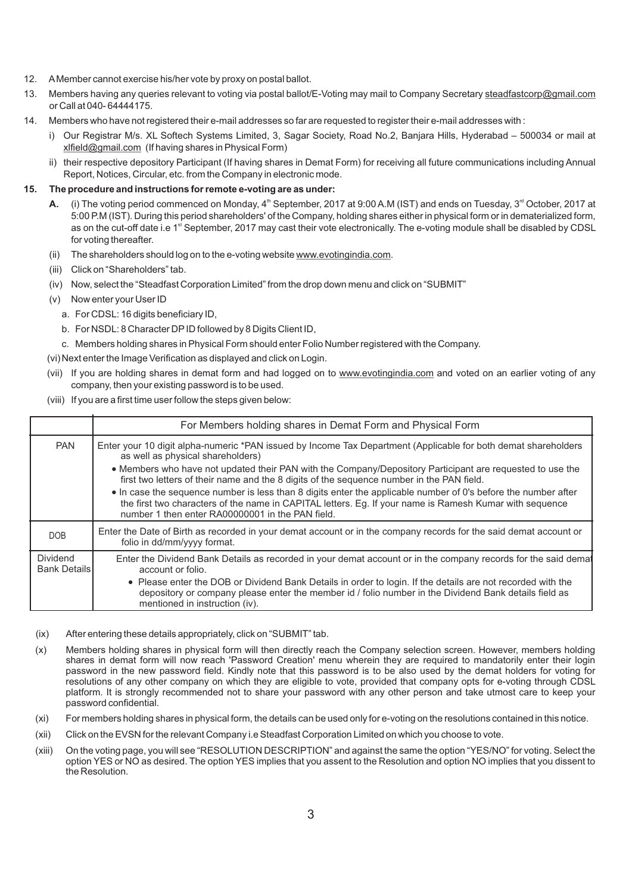12. A Member cannot exercise his/her vote by proxy on postal ballot.
13. Members having any queries relevant to voting via postal ballot/E-Voting may mail to Company Secretary steadfastcorp@gmail.com or Call at 040- 64444175.
14. Members who have not registered their e-mail addresses so far are requested to register their e-mail addresses with :
    i) Our Registrar M/s. XL Softech Systems Limited, 3, Sagar Society, Road No.2, Banjara Hills, Hyderabad – 500034 or mail at xlfield@gmail.com (If having shares in Physical Form)
    ii) their respective depository Participant (If having shares in Demat Form) for receiving all future communications including Annual Report, Notices, Circular, etc. from the Company in electronic mode.

**15. The procedure and instructions for remote e-voting are as under:**

**A.** (i) The voting period commenced on Monday, 4th September, 2017 at 9:00 A.M (IST) and ends on Tuesday, 3rd October, 2017 at 5:00 P.M (IST). During this period shareholders' of the Company, holding shares either in physical form or in dematerialized form, as on the cut-off date i.e 1st September, 2017 may cast their vote electronically. The e-voting module shall be disabled by CDSL for voting thereafter.

(ii) The shareholders should log on to the e-voting website www.evotingindia.com.

(iii) Click on "Shareholders" tab.

(iv) Now, select the "Steadfast Corporation Limited" from the drop down menu and click on "SUBMIT"

(v) Now enter your User ID
   a. For CDSL: 16 digits beneficiary ID,
   b. For NSDL: 8 Character DP ID followed by 8 Digits Client ID,
   c. Members holding shares in Physical Form should enter Folio Number registered with the Company.

(vi) Next enter the Image Verification as displayed and click on Login.

(vii) If you are holding shares in demat form and had logged on to www.evotingindia.com and voted on an earlier voting of any company, then your existing password is to be used.

(viii) If you are a first time user follow the steps given below:

| | For Members holding shares in Demat Form and Physical Form |
|---|---|
| PAN | Enter your 10 digit alpha-numeric *PAN issued by Income Tax Department (Applicable for both demat shareholders as well as physical shareholders)<br>• Members who have not updated their PAN with the Company/Depository Participant are requested to use the first two letters of their name and the 8 digits of the sequence number in the PAN field.<br>• In case the sequence number is less than 8 digits enter the applicable number of 0's before the number after the first two characters of the name in CAPITAL letters. Eg. If your name is Ramesh Kumar with sequence number 1 then enter RA00000001 in the PAN field. |
| DOB | Enter the Date of Birth as recorded in your demat account or in the company records for the said demat account or folio in dd/mm/yyyy format. |
| Dividend Bank Details | Enter the Dividend Bank Details as recorded in your demat account or in the company records for the said demat account or folio.<br>• Please enter the DOB or Dividend Bank Details in order to login. If the details are not recorded with the depository or company please enter the member id / folio number in the Dividend Bank details field as mentioned in instruction (iv). |

(ix) After entering these details appropriately, click on "SUBMIT" tab.

(x) Members holding shares in physical form will then directly reach the Company selection screen. However, members holding shares in demat form will now reach 'Password Creation' menu wherein they are required to mandatorily enter their login password in the new password field. Kindly note that this password is to be also used by the demat holders for voting for resolutions of any other company on which they are eligible to vote, provided that company opts for e-voting through CDSL platform. It is strongly recommended not to share your password with any other person and take utmost care to keep your password confidential.

(xi) For members holding shares in physical form, the details can be used only for e-voting on the resolutions contained in this notice.

(xii) Click on the EVSN for the relevant Company i.e Steadfast Corporation Limited on which you choose to vote.

(xiii) On the voting page, you will see "RESOLUTION DESCRIPTION" and against the same the option "YES/NO" for voting. Select the option YES or NO as desired. The option YES implies that you assent to the Resolution and option NO implies that you dissent to the Resolution.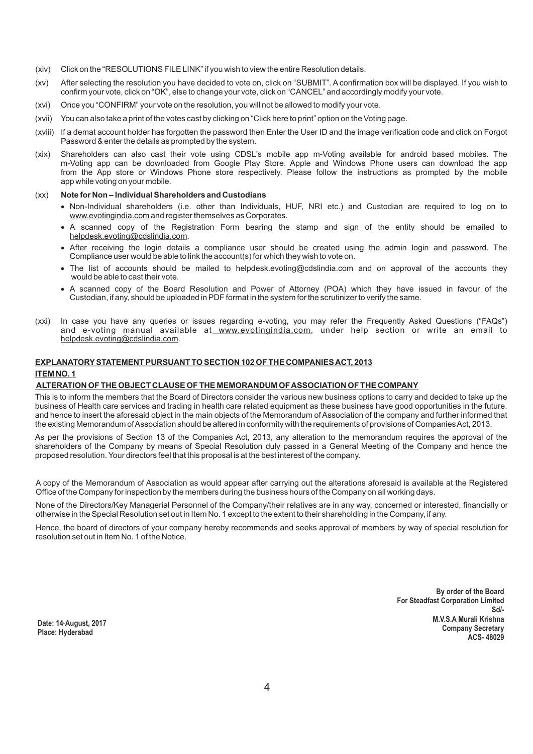(xiv) Click on the "RESOLUTIONS FILE LINK" if you wish to view the entire Resolution details.

(xv) After selecting the resolution you have decided to vote on, click on "SUBMIT". A confirmation box will be displayed. If you wish to confirm your vote, click on "OK", else to change your vote, click on "CANCEL" and accordingly modify your vote.

(xvi) Once you "CONFIRM" your vote on the resolution, you will not be allowed to modify your vote.

(xvii) You can also take a print of the votes cast by clicking on "Click here to print" option on the Voting page.

(xviii) If a demat account holder has forgotten the password then Enter the User ID and the image verification code and click on Forgot Password & enter the details as prompted by the system.

(xix) Shareholders can also cast their vote using CDSL's mobile app m-Voting available for android based mobiles. The m-Voting app can be downloaded from Google Play Store. Apple and Windows Phone users can download the app from the App store or Windows Phone store respectively. Please follow the instructions as prompted by the mobile app while voting on your mobile.

(xx) **Note for Non – Individual Shareholders and Custodians**

- Non-Individual shareholders (i.e. other than Individuals, HUF, NRI etc.) and Custodian are required to log on to www.evotingindia.com and register themselves as Corporates.
- A scanned copy of the Registration Form bearing the stamp and sign of the entity should be emailed to helpdesk.evoting@cdslindia.com.
- After receiving the login details a compliance user should be created using the admin login and password. The Compliance user would be able to link the account(s) for which they wish to vote on.
- The list of accounts should be mailed to helpdesk.evoting@cdslindia.com and on approval of the accounts they would be able to cast their vote.
- A scanned copy of the Board Resolution and Power of Attorney (POA) which they have issued in favour of the Custodian, if any, should be uploaded in PDF format in the system for the scrutinizer to verify the same.

(xxi) In case you have any queries or issues regarding e-voting, you may refer the Frequently Asked Questions ("FAQs") and e-voting manual available at www.evotingindia.com, under help section or write an email to helpdesk.evoting@cdslindia.com.

## EXPLANATORY STATEMENT PURSUANT TO SECTION 102 OF THE COMPANIES ACT, 2013

### ITEM NO. 1

### ALTERATION OF THE OBJECT CLAUSE OF THE MEMORANDUM OF ASSOCIATION OF THE COMPANY

This is to inform the members that the Board of Directors consider the various new business options to carry and decided to take up the business of Health care services and trading in health care related equipment as these business have good opportunities in the future. and hence to insert the aforesaid object in the main objects of the Memorandum of Association of the company and further informed that the existing Memorandum of Association should be altered in conformity with the requirements of provisions of Companies Act, 2013.

As per the provisions of Section 13 of the Companies Act, 2013, any alteration to the memorandum requires the approval of the shareholders of the Company by means of Special Resolution duly passed in a General Meeting of the Company and hence the proposed resolution. Your directors feel that this proposal is at the best interest of the company.

A copy of the Memorandum of Association as would appear after carrying out the alterations aforesaid is available at the Registered Office of the Company for inspection by the members during the business hours of the Company on all working days.

None of the Directors/Key Managerial Personnel of the Company/their relatives are in any way, concerned or interested, financially or otherwise in the Special Resolution set out in Item No. 1 except to the extent to their shareholding in the Company, if any.

Hence, the board of directors of your company hereby recommends and seeks approval of members by way of special resolution for resolution set out in Item No. 1 of the Notice.

**By order of the Board**
**For Steadfast Corporation Limited**
**Sd/-**
**M.V.S.A Murali Krishna**
**Company Secretary**
**ACS- 48029**

**Date: 14 August, 2017**
**Place: Hyderabad**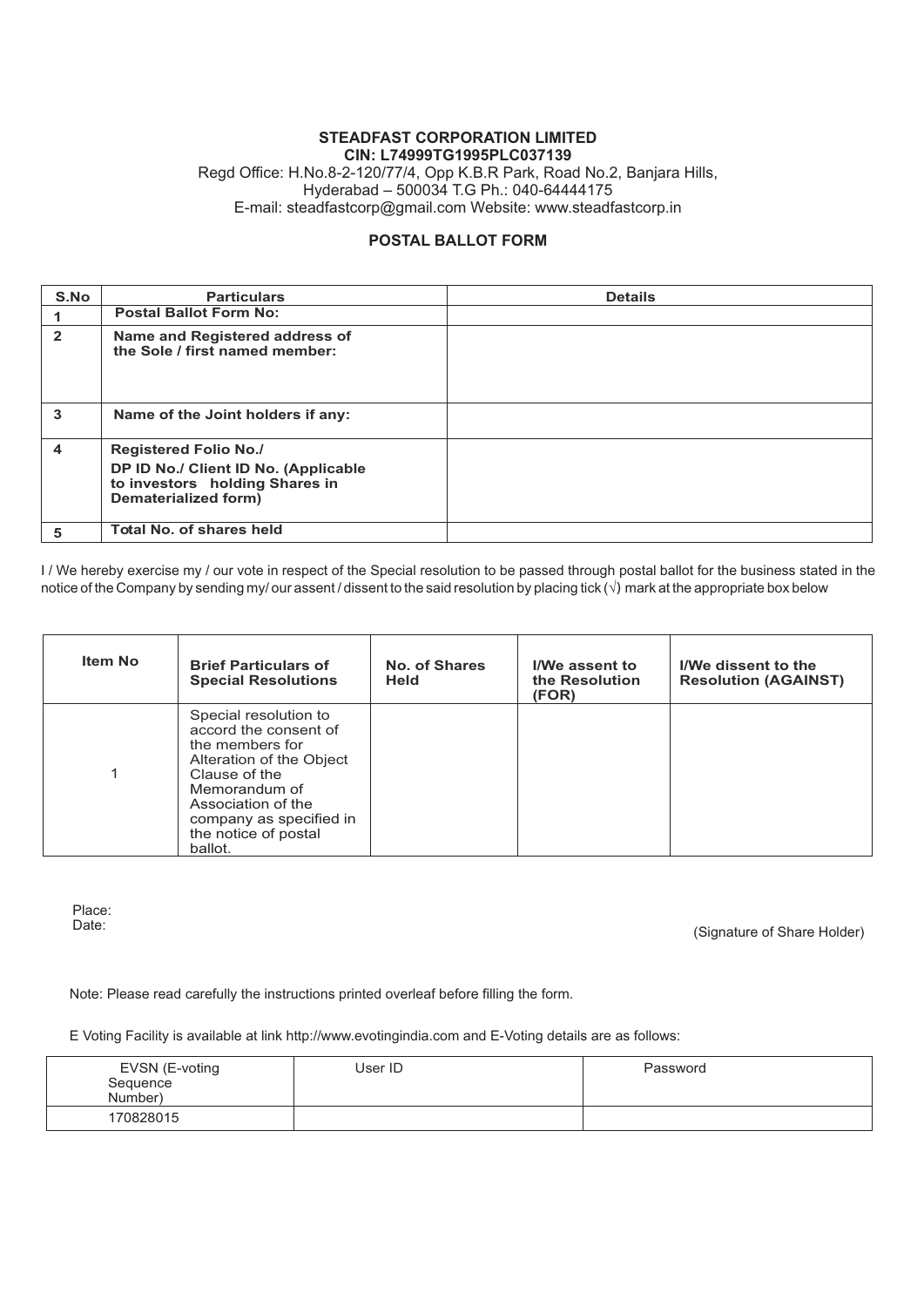**STEADFAST CORPORATION LIMITED**
**CIN: L74999TG1995PLC037139**

Regd Office: H.No.8-2-120/77/4, Opp K.B.R Park, Road No.2, Banjara Hills, Hyderabad – 500034 T.G Ph.: 040-64444175
E-mail: steadfastcorp@gmail.com Website: www.steadfastcorp.in

## POSTAL BALLOT FORM

| S.No | Particulars | Details |
|---|---|---|
| 1 | **Postal Ballot Form No:** | |
| 2 | **Name and Registered address of the Sole / first named member:** | |
| 3 | **Name of the Joint holders if any:** | |
| 4 | **Registered Folio No./ DP ID No./ Client ID No. (Applicable to investors holding Shares in Dematerialized form)** | |
| 5 | **Total No. of shares held** | |

I / We hereby exercise my / our vote in respect of the Special resolution to be passed through postal ballot for the business stated in the notice of the Company by sending my/ our assent / dissent to the said resolution by placing tick (√) mark at the appropriate box below

| Item No | Brief Particulars of Special Resolutions | No. of Shares Held | I/We assent to the Resolution (FOR) | I/We dissent to the Resolution (AGAINST) |
|---|---|---|---|---|
| 1 | Special resolution to accord the consent of the members for Alteration of the Object Clause of the Memorandum of Association of the company as specified in the notice of postal ballot. | | | |

Place:
Date:

(Signature of Share Holder)

Note: Please read carefully the instructions printed overleaf before filling the form.

E Voting Facility is available at link http://www.evotingindia.com and E-Voting details are as follows:

| EVSN (E-voting Sequence Number) | User ID | Password |
|---|---|---|
| 170828015 | | |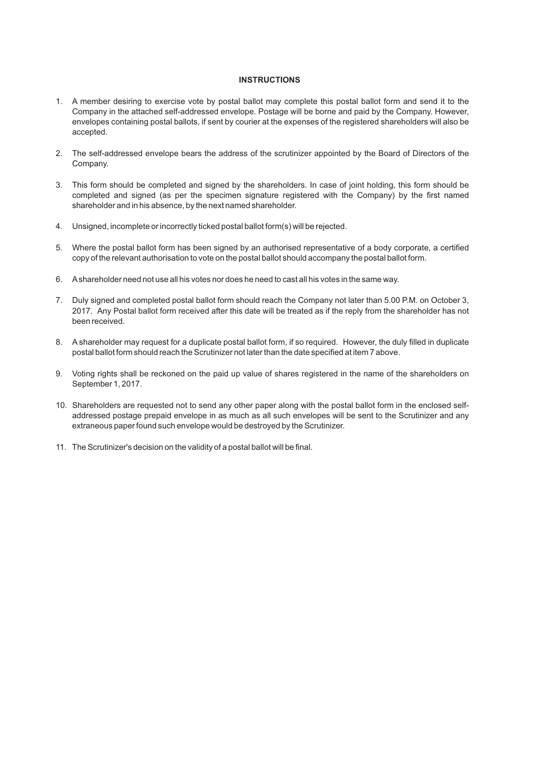**INSTRUCTIONS**

1. A member desiring to exercise vote by postal ballot may complete this postal ballot form and send it to the Company in the attached self-addressed envelope. Postage will be borne and paid by the Company. However, envelopes containing postal ballots, if sent by courier at the expenses of the registered shareholders will also be accepted.

2. The self-addressed envelope bears the address of the scrutinizer appointed by the Board of Directors of the Company.

3. This form should be completed and signed by the shareholders. In case of joint holding, this form should be completed and signed (as per the specimen signature registered with the Company) by the first named shareholder and in his absence, by the next named shareholder.

4. Unsigned, incomplete or incorrectly ticked postal ballot form(s) will be rejected.

5. Where the postal ballot form has been signed by an authorised representative of a body corporate, a certified copy of the relevant authorisation to vote on the postal ballot should accompany the postal ballot form.

6. A shareholder need not use all his votes nor does he need to cast all his votes in the same way.

7. Duly signed and completed postal ballot form should reach the Company not later than 5.00 P.M. on October 3, 2017. Any Postal ballot form received after this date will be treated as if the reply from the shareholder has not been received.

8. A shareholder may request for a duplicate postal ballot form, if so required. However, the duly filled in duplicate postal ballot form should reach the Scrutinizer not later than the date specified at item 7 above.

9. Voting rights shall be reckoned on the paid up value of shares registered in the name of the shareholders on September 1, 2017.

10. Shareholders are requested not to send any other paper along with the postal ballot form in the enclosed self-addressed postage prepaid envelope in as much as all such envelopes will be sent to the Scrutinizer and any extraneous paper found such envelope would be destroyed by the Scrutinizer.

11. The Scrutinizer's decision on the validity of a postal ballot will be final.